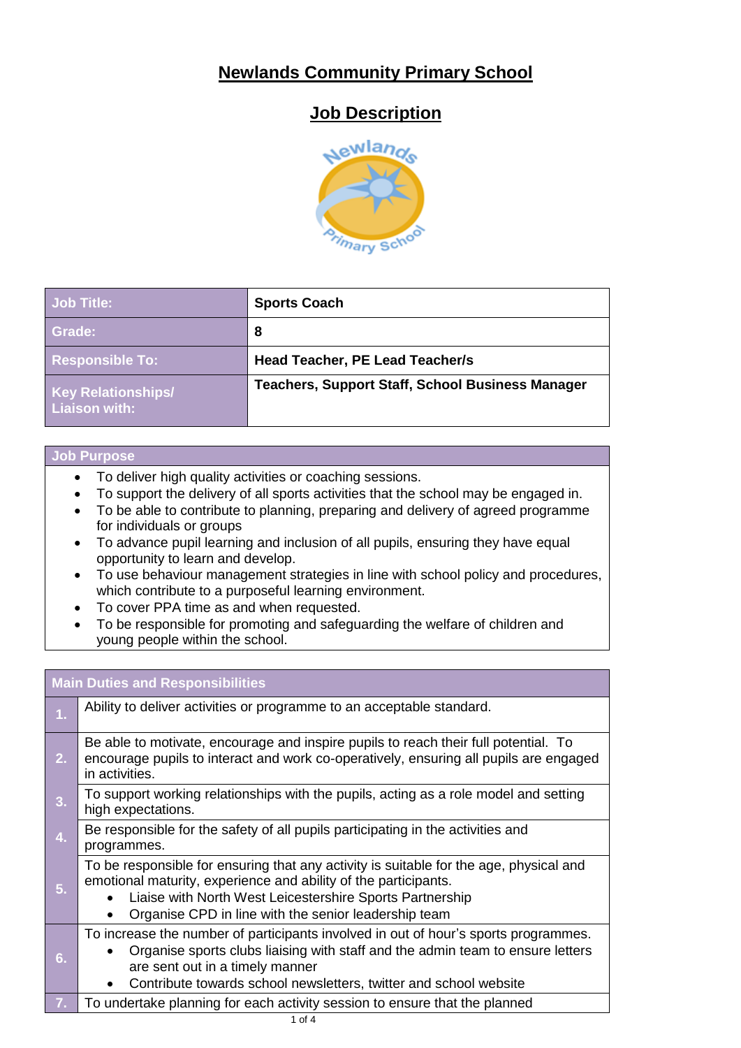# Newlands Community Primary School

## Job Description

| Job Title: | Sports Coach |
| --- | --- |
| Grade: | 8 |
| Responsible To: | Head Teacher, PE Lead Teacher/s |
| Key Relationships/ Liaison with: | Teachers, Support Staff, School Business Manager |

| Job Purpose |
| --- |
| • To deliver high quality activities or coaching sessions.<br>• To support the delivery of all sports activities that the school may be engaged in.<br>• To be able to contribute to planning, preparing and delivery of agreed programme for individuals or groups<br>• To advance pupil learning and inclusion of all pupils, ensuring they have equal opportunity to learn and develop.<br>• To use behaviour management strategies in line with school policy and procedures, which contribute to a purposeful learning environment.<br>• To cover PPA time as and when requested.<br>• To be responsible for promoting and safeguarding the welfare of children and young people within the school. |

| Main Duties and Responsibilities | |
| --- | --- |
| 1. | Ability to deliver activities or programme to an acceptable standard. |
| 2. | Be able to motivate, encourage and inspire pupils to reach their full potential. To encourage pupils to interact and work co-operatively, ensuring all pupils are engaged in activities. |
| 3. | To support working relationships with the pupils, acting as a role model and setting high expectations. |
| 4. | Be responsible for the safety of all pupils participating in the activities and programmes. |
| 5. | To be responsible for ensuring that any activity is suitable for the age, physical and emotional maturity, experience and ability of the participants.<br>• Liaise with North West Leicestershire Sports Partnership<br>• Organise CPD in line with the senior leadership team |
| 6. | To increase the number of participants involved in out of hour's sports programmes.<br>• Organise sports clubs liaising with staff and the admin team to ensure letters are sent out in a timely manner<br>• Contribute towards school newsletters, twitter and school website |
| 7. | To undertake planning for each activity session to ensure that the planned |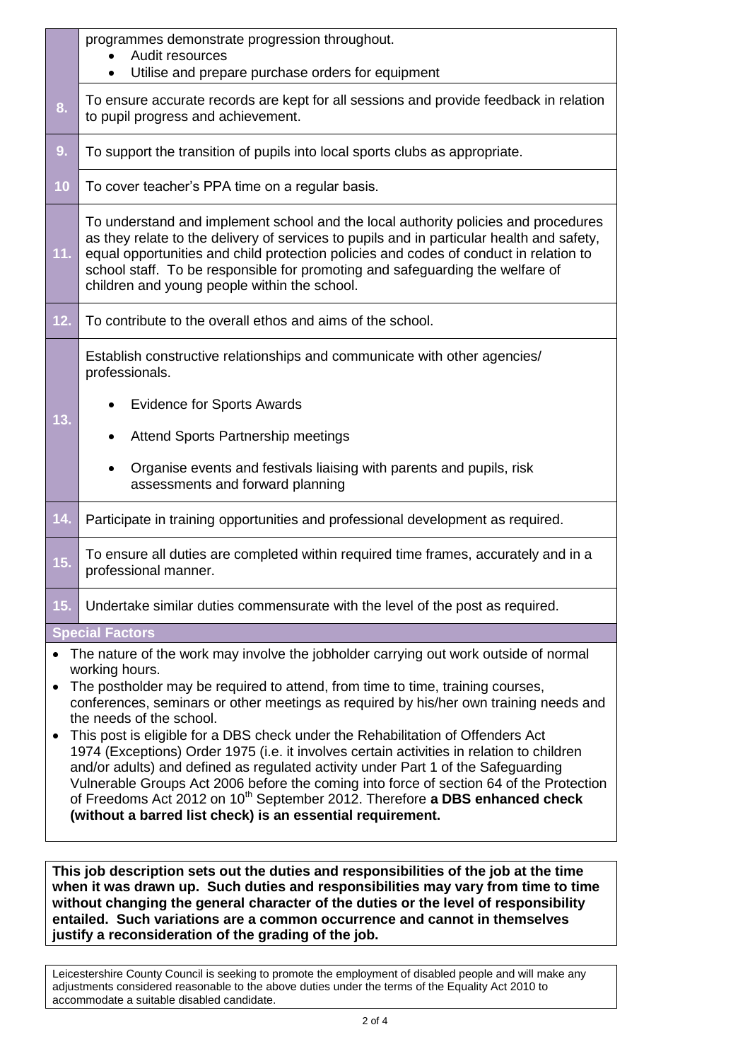| | |
|---|---|
| | programmes demonstrate progression throughout.<br>• Audit resources<br>• Utilise and prepare purchase orders for equipment |
| **8.** | To ensure accurate records are kept for all sessions and provide feedback in relation to pupil progress and achievement. |
| **9.** | To support the transition of pupils into local sports clubs as appropriate. |
| **10** | To cover teacher's PPA time on a regular basis. |
| **11.** | To understand and implement school and the local authority policies and procedures as they relate to the delivery of services to pupils and in particular health and safety, equal opportunities and child protection policies and codes of conduct in relation to school staff. To be responsible for promoting and safeguarding the welfare of children and young people within the school. |
| **12.** | To contribute to the overall ethos and aims of the school. |
| **13.** | Establish constructive relationships and communicate with other agencies/ professionals.<br>• Evidence for Sports Awards<br>• Attend Sports Partnership meetings<br>• Organise events and festivals liaising with parents and pupils, risk assessments and forward planning |
| **14.** | Participate in training opportunities and professional development as required. |
| **15.** | To ensure all duties are completed within required time frames, accurately and in a professional manner. |
| **15.** | Undertake similar duties commensurate with the level of the post as required. |

**Special Factors**

- The nature of the work may involve the jobholder carrying out work outside of normal working hours.
- The postholder may be required to attend, from time to time, training courses, conferences, seminars or other meetings as required by his/her own training needs and the needs of the school.
- This post is eligible for a DBS check under the Rehabilitation of Offenders Act 1974 (Exceptions) Order 1975 (i.e. it involves certain activities in relation to children and/or adults) and defined as regulated activity under Part 1 of the Safeguarding Vulnerable Groups Act 2006 before the coming into force of section 64 of the Protection of Freedoms Act 2012 on 10th September 2012. Therefore **a DBS enhanced check (without a barred list check) is an essential requirement.**

**This job description sets out the duties and responsibilities of the job at the time when it was drawn up. Such duties and responsibilities may vary from time to time without changing the general character of the duties or the level of responsibility entailed. Such variations are a common occurrence and cannot in themselves justify a reconsideration of the grading of the job.**

Leicestershire County Council is seeking to promote the employment of disabled people and will make any adjustments considered reasonable to the above duties under the terms of the Equality Act 2010 to accommodate a suitable disabled candidate.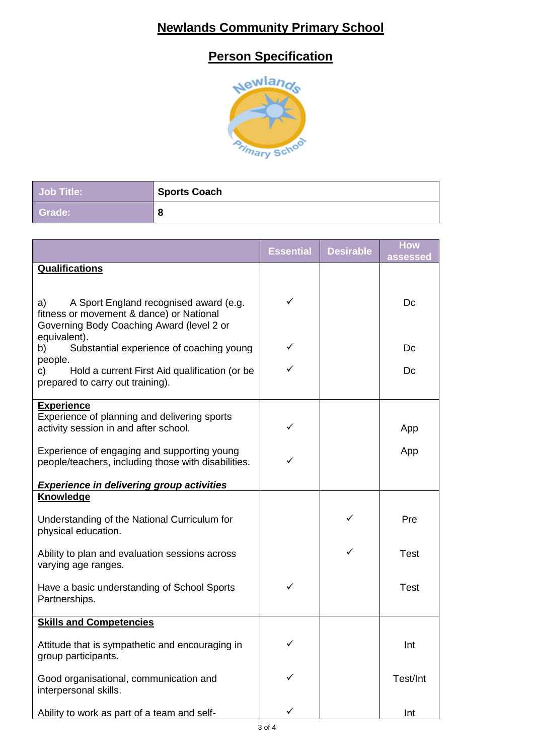# **Newlands Community Primary School**

## **Person Specification**

| Job Title: | Sports Coach |
|---|---|
| Grade: | 8 |

| | Essential | Desirable | How assessed |
|---|---|---|---|
| **Qualifications** | | | |
| a) A Sport England recognised award (e.g. fitness or movement & dance) or National Governing Body Coaching Award (level 2 or equivalent). | ✓ | | Dc |
| b) Substantial experience of coaching young people. | ✓ | | Dc |
| c) Hold a current First Aid qualification (or be prepared to carry out training). | ✓ | | Dc |
| **Experience** | | | |
| Experience of planning and delivering sports activity session in and after school. | ✓ | | App |
| Experience of engaging and supporting young people/teachers, including those with disabilities. | ✓ | | App |
| ***Experience in delivering group activities*** | | | |
| **Knowledge** | | | |
| Understanding of the National Curriculum for physical education. | | ✓ | Pre |
| Ability to plan and evaluation sessions across varying age ranges. | | ✓ | Test |
| Have a basic understanding of School Sports Partnerships. | ✓ | | Test |
| **Skills and Competencies** | | | |
| Attitude that is sympathetic and encouraging in group participants. | ✓ | | Int |
| Good organisational, communication and interpersonal skills. | ✓ | | Test/Int |
| Ability to work as part of a team and self- | ✓ | | Int |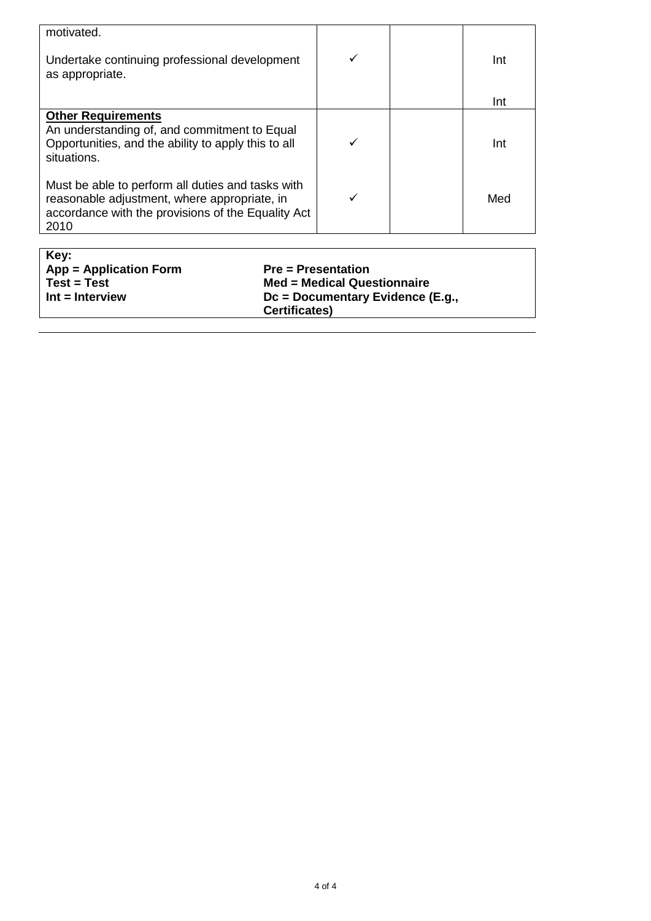| | | | |
|---|---|---|---|
| motivated.<br><br>Undertake continuing professional development as appropriate. | ✓ | | Int<br><br>Int |
| **Other Requirements**<br>An understanding of, and commitment to Equal Opportunities, and the ability to apply this to all situations. | ✓ | | Int |
| Must be able to perform all duties and tasks with reasonable adjustment, where appropriate, in accordance with the provisions of the Equality Act 2010 | ✓ | | Med |

| | |
|---|---|
| **Key:** | |
| **App = Application Form** | **Pre = Presentation** |
| **Test = Test** | **Med = Medical Questionnaire** |
| **Int = Interview** | **Dc = Documentary Evidence (E.g., Certificates)** |